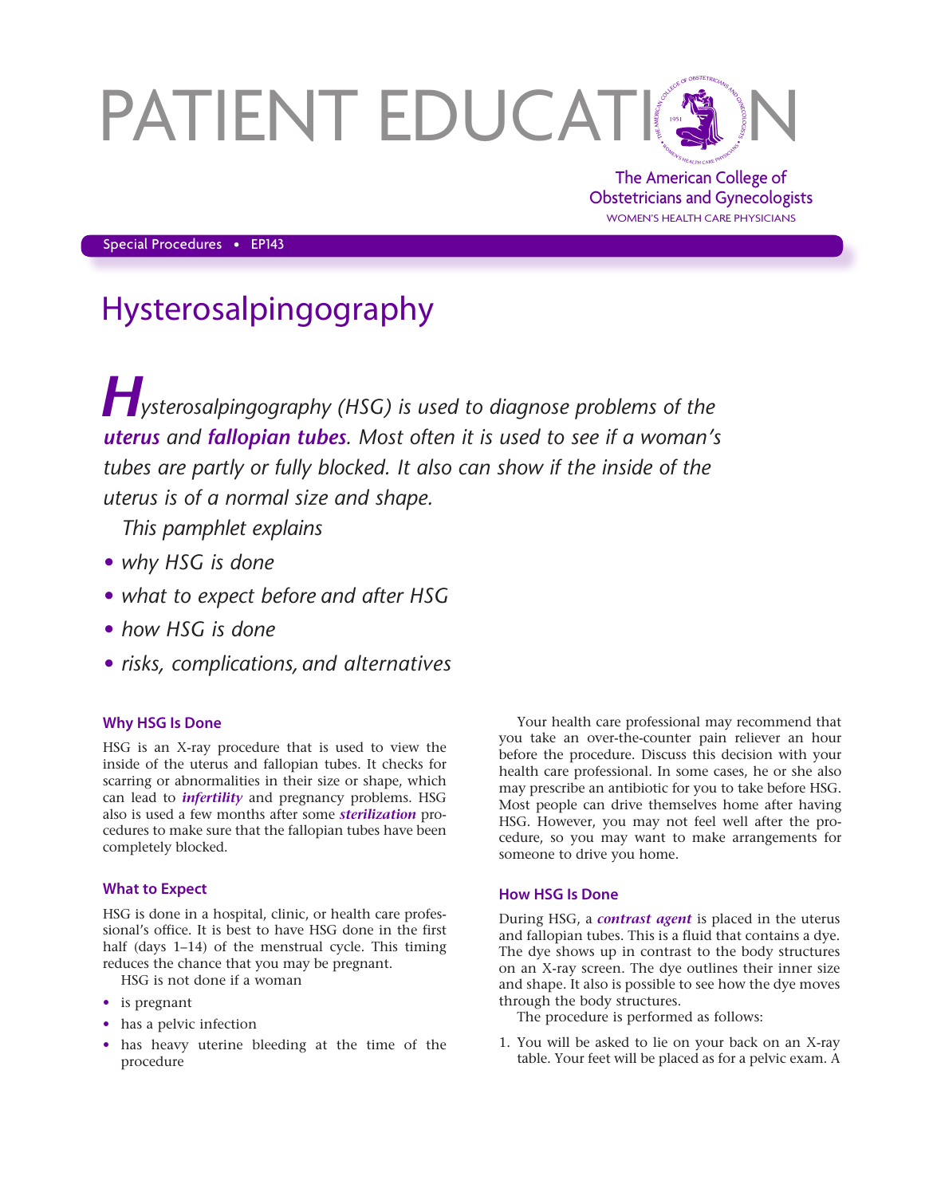# PATIENT EDUCATION

The American College of Obstetricians and Gynecologists
WOMEN'S HEALTH CARE PHYSICIANS

Special Procedures • EP143

## Hysterosalpingography

*Hysterosalpingography (HSG) is used to diagnose problems of the **uterus** and **fallopian tubes**. Most often it is used to see if a woman's tubes are partly or fully blocked. It also can show if the inside of the uterus is of a normal size and shape.*

*This pamphlet explains*

- *why HSG is done*
- *what to expect before and after HSG*
- *how HSG is done*
- *risks, complications, and alternatives*

### Why HSG Is Done

HSG is an X-ray procedure that is used to view the inside of the uterus and fallopian tubes. It checks for scarring or abnormalities in their size or shape, which can lead to ***infertility*** and pregnancy problems. HSG also is used a few months after some ***sterilization*** procedures to make sure that the fallopian tubes have been completely blocked.

### What to Expect

HSG is done in a hospital, clinic, or health care professional's office. It is best to have HSG done in the first half (days 1–14) of the menstrual cycle. This timing reduces the chance that you may be pregnant.

HSG is not done if a woman

- is pregnant
- has a pelvic infection
- has heavy uterine bleeding at the time of the procedure

Your health care professional may recommend that you take an over-the-counter pain reliever an hour before the procedure. Discuss this decision with your health care professional. In some cases, he or she also may prescribe an antibiotic for you to take before HSG. Most people can drive themselves home after having HSG. However, you may not feel well after the procedure, so you may want to make arrangements for someone to drive you home.

### How HSG Is Done

During HSG, a ***contrast agent*** is placed in the uterus and fallopian tubes. This is a fluid that contains a dye. The dye shows up in contrast to the body structures on an X-ray screen. The dye outlines their inner size and shape. It also is possible to see how the dye moves through the body structures.

The procedure is performed as follows:

1. You will be asked to lie on your back on an X-ray table. Your feet will be placed as for a pelvic exam. A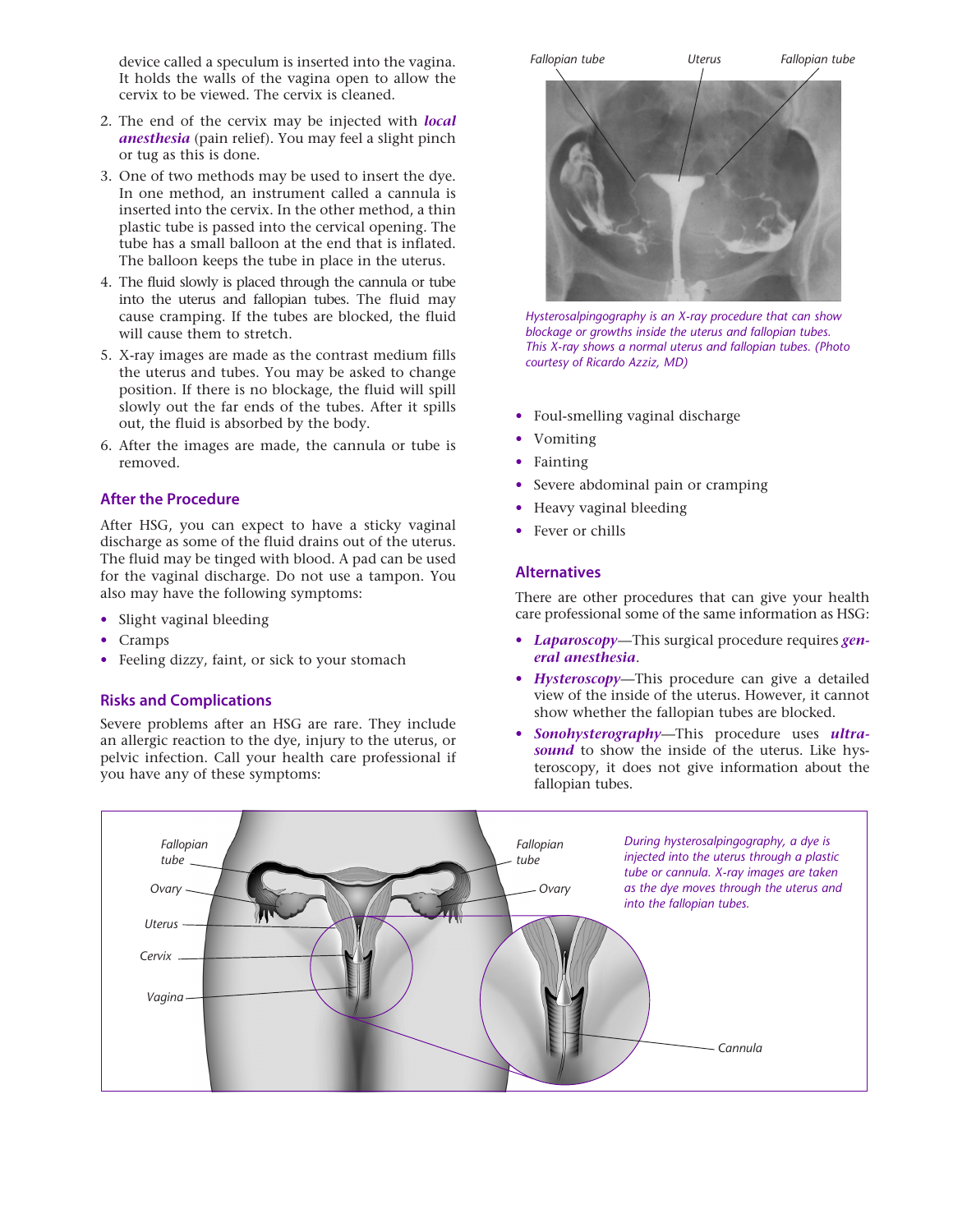device called a speculum is inserted into the vagina. It holds the walls of the vagina open to allow the cervix to be viewed. The cervix is cleaned.

2. The end of the cervix may be injected with ***local anesthesia*** (pain relief). You may feel a slight pinch or tug as this is done.
3. One of two methods may be used to insert the dye. In one method, an instrument called a cannula is inserted into the cervix. In the other method, a thin plastic tube is passed into the cervical opening. The tube has a small balloon at the end that is inflated. The balloon keeps the tube in place in the uterus.
4. The fluid slowly is placed through the cannula or tube into the uterus and fallopian tubes. The fluid may cause cramping. If the tubes are blocked, the fluid will cause them to stretch.
5. X-ray images are made as the contrast medium fills the uterus and tubes. You may be asked to change position. If there is no blockage, the fluid will spill slowly out the far ends of the tubes. After it spills out, the fluid is absorbed by the body.
6. After the images are made, the cannula or tube is removed.

## After the Procedure

After HSG, you can expect to have a sticky vaginal discharge as some of the fluid drains out of the uterus. The fluid may be tinged with blood. A pad can be used for the vaginal discharge. Do not use a tampon. You also may have the following symptoms:

- Slight vaginal bleeding
- Cramps
- Feeling dizzy, faint, or sick to your stomach

## Risks and Complications

Severe problems after an HSG are rare. They include an allergic reaction to the dye, injury to the uterus, or pelvic infection. Call your health care professional if you have any of these symptoms:

- Foul-smelling vaginal discharge
- Vomiting
- Fainting
- Severe abdominal pain or cramping
- Heavy vaginal bleeding
- Fever or chills

*Hysterosalpingography is an X-ray procedure that can show blockage or growths inside the uterus and fallopian tubes. This X-ray shows a normal uterus and fallopian tubes. (Photo courtesy of Ricardo Azziz, MD)*

## Alternatives

There are other procedures that can give your health care professional some of the same information as HSG:

- ***Laparoscopy***—This surgical procedure requires ***general anesthesia***.
- ***Hysteroscopy***—This procedure can give a detailed view of the inside of the uterus. However, it cannot show whether the fallopian tubes are blocked.
- ***Sonohysterography***—This procedure uses ***ultrasound*** to show the inside of the uterus. Like hysteroscopy, it does not give information about the fallopian tubes.

*During hysterosalpingography, a dye is injected into the uterus through a plastic tube or cannula. X-ray images are taken as the dye moves through the uterus and into the fallopian tubes.*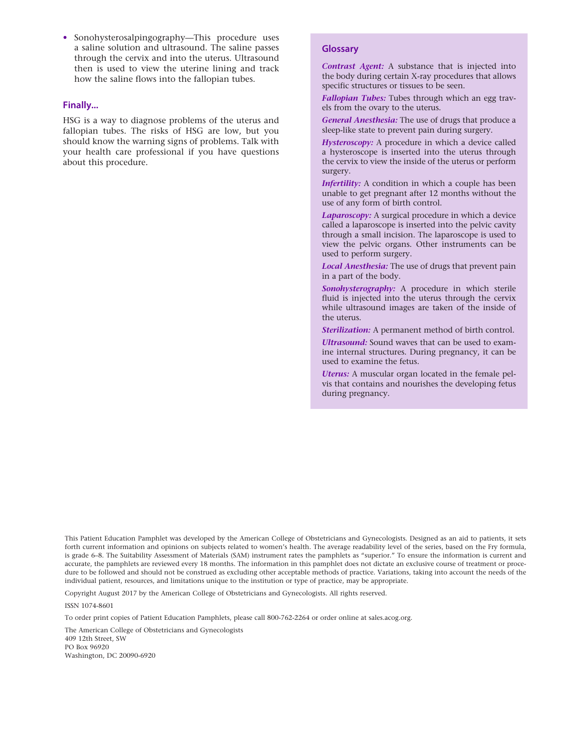- Sonohysterosalpingography—This procedure uses a saline solution and ultrasound. The saline passes through the cervix and into the uterus. Ultrasound then is used to view the uterine lining and track how the saline flows into the fallopian tubes.

## Finally...

HSG is a way to diagnose problems of the uterus and fallopian tubes. The risks of HSG are low, but you should know the warning signs of problems. Talk with your health care professional if you have questions about this procedure.

## Glossary

***Contrast Agent:*** A substance that is injected into the body during certain X-ray procedures that allows specific structures or tissues to be seen.

***Fallopian Tubes:*** Tubes through which an egg travels from the ovary to the uterus.

***General Anesthesia:*** The use of drugs that produce a sleep-like state to prevent pain during surgery.

***Hysteroscopy:*** A procedure in which a device called a hysteroscope is inserted into the uterus through the cervix to view the inside of the uterus or perform surgery.

***Infertility:*** A condition in which a couple has been unable to get pregnant after 12 months without the use of any form of birth control.

***Laparoscopy:*** A surgical procedure in which a device called a laparoscope is inserted into the pelvic cavity through a small incision. The laparoscope is used to view the pelvic organs. Other instruments can be used to perform surgery.

***Local Anesthesia:*** The use of drugs that prevent pain in a part of the body.

***Sonohysterography:*** A procedure in which sterile fluid is injected into the uterus through the cervix while ultrasound images are taken of the inside of the uterus.

***Sterilization:*** A permanent method of birth control.

***Ultrasound:*** Sound waves that can be used to examine internal structures. During pregnancy, it can be used to examine the fetus.

***Uterus:*** A muscular organ located in the female pelvis that contains and nourishes the developing fetus during pregnancy.

This Patient Education Pamphlet was developed by the American College of Obstetricians and Gynecologists. Designed as an aid to patients, it sets forth current information and opinions on subjects related to women's health. The average readability level of the series, based on the Fry formula, is grade 6–8. The Suitability Assessment of Materials (SAM) instrument rates the pamphlets as "superior." To ensure the information is current and accurate, the pamphlets are reviewed every 18 months. The information in this pamphlet does not dictate an exclusive course of treatment or procedure to be followed and should not be construed as excluding other acceptable methods of practice. Variations, taking into account the needs of the individual patient, resources, and limitations unique to the institution or type of practice, may be appropriate.

Copyright August 2017 by the American College of Obstetricians and Gynecologists. All rights reserved.

ISSN 1074-8601

To order print copies of Patient Education Pamphlets, please call 800-762-2264 or order online at sales.acog.org.

The American College of Obstetricians and Gynecologists
409 12th Street, SW
PO Box 96920
Washington, DC 20090-6920